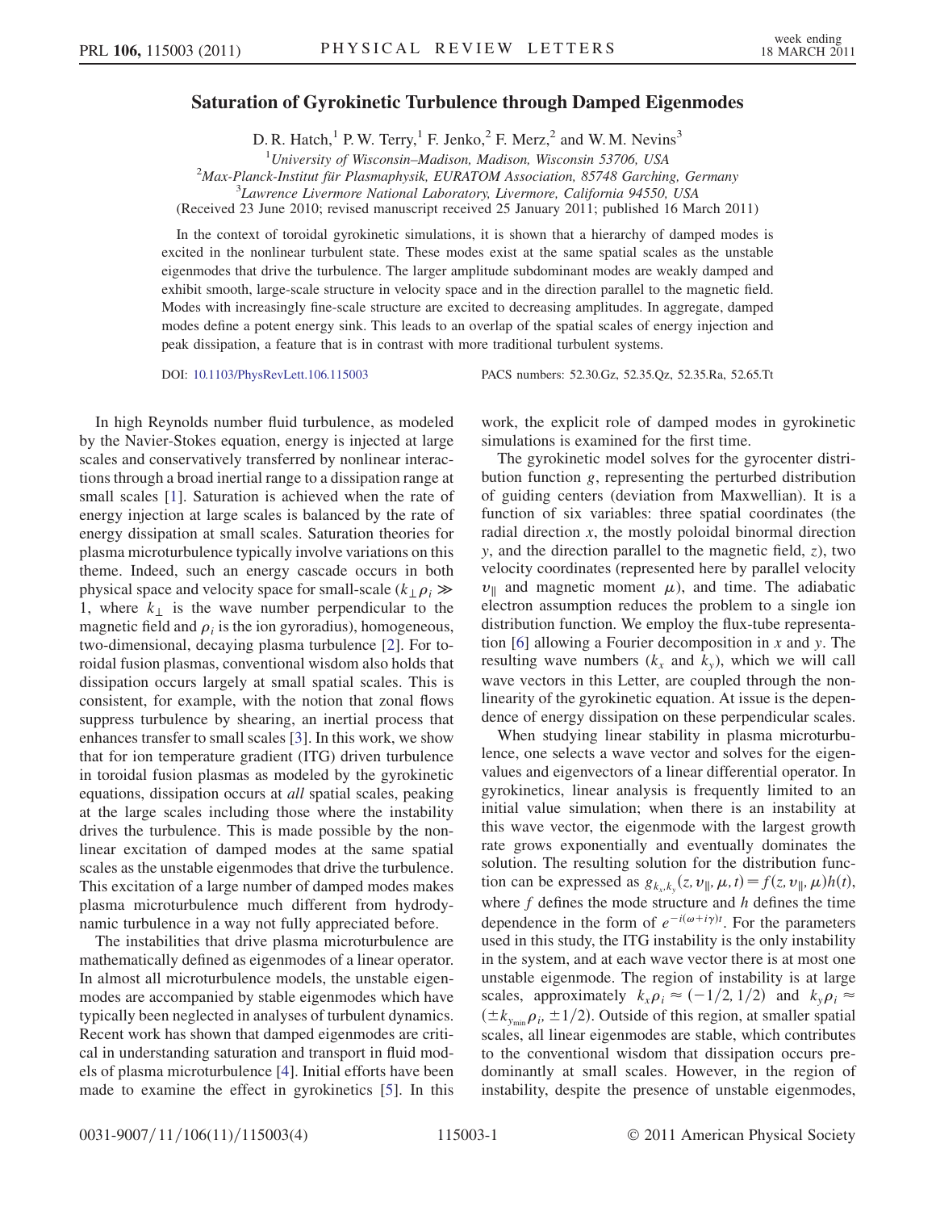# Saturation of Gyrokinetic Turbulence through Damped Eigenmodes

D. R. Hatch,[1] P. W. Terry,[1] F. Jenko,[2] F. Merz,[2] and W. M. Nevins[3]

[1]*University of Wisconsin–Madison, Madison, Wisconsin 53706, USA*
[2]*Max-Planck-Institut für Plasmaphysik, EURATOM Association, 85748 Garching, Germany*
[3]*Lawrence Livermore National Laboratory, Livermore, California 94550, USA*

(Received 23 June 2010; revised manuscript received 25 January 2011; published 16 March 2011)

In the context of toroidal gyrokinetic simulations, it is shown that a hierarchy of damped modes is excited in the nonlinear turbulent state. These modes exist at the same spatial scales as the unstable eigenmodes that drive the turbulence. The larger amplitude subdominant modes are weakly damped and exhibit smooth, large-scale structure in velocity space and in the direction parallel to the magnetic field. Modes with increasingly fine-scale structure are excited to decreasing amplitudes. In aggregate, damped modes define a potent energy sink. This leads to an overlap of the spatial scales of energy injection and peak dissipation, a feature that is in contrast with more traditional turbulent systems.

DOI: 10.1103/PhysRevLett.106.115003 PACS numbers: 52.30.Gz, 52.35.Qz, 52.35.Ra, 52.65.Tt

In high Reynolds number fluid turbulence, as modeled by the Navier-Stokes equation, energy is injected at large scales and conservatively transferred by nonlinear interactions through a broad inertial range to a dissipation range at small scales [1]. Saturation is achieved when the rate of energy injection at large scales is balanced by the rate of energy dissipation at small scales. Saturation theories for plasma microturbulence typically involve variations on this theme. Indeed, such an energy cascade occurs in both physical space and velocity space for small-scale ($k_\perp \rho_i \gg 1$, where $k_\perp$ is the wave number perpendicular to the magnetic field and $\rho_i$ is the ion gyroradius), homogeneous, two-dimensional, decaying plasma turbulence [2]. For toroidal fusion plasmas, conventional wisdom also holds that dissipation occurs largely at small spatial scales. This is consistent, for example, with the notion that zonal flows suppress turbulence by shearing, an inertial process that enhances transfer to small scales [3]. In this work, we show that for ion temperature gradient (ITG) driven turbulence in toroidal fusion plasmas as modeled by the gyrokinetic equations, dissipation occurs at *all* spatial scales, peaking at the large scales including those where the instability drives the turbulence. This is made possible by the nonlinear excitation of damped modes at the same spatial scales as the unstable eigenmodes that drive the turbulence. This excitation of a large number of damped modes makes plasma microturbulence much different from hydrodynamic turbulence in a way not fully appreciated before.

The instabilities that drive plasma microturbulence are mathematically defined as eigenmodes of a linear operator. In almost all microturbulence models, the unstable eigenmodes are accompanied by stable eigenmodes which have typically been neglected in analyses of turbulent dynamics. Recent work has shown that damped eigenmodes are critical in understanding saturation and transport in fluid models of plasma microturbulence [4]. Initial efforts have been made to examine the effect in gyrokinetics [5]. In this work, the explicit role of damped modes in gyrokinetic simulations is examined for the first time.

The gyrokinetic model solves for the gyrocenter distribution function $g$, representing the perturbed distribution of guiding centers (deviation from Maxwellian). It is a function of six variables: three spatial coordinates (the radial direction $x$, the mostly poloidal binormal direction $y$, and the direction parallel to the magnetic field, $z$), two velocity coordinates (represented here by parallel velocity $v_\parallel$ and magnetic moment $\mu$), and time. The adiabatic electron assumption reduces the problem to a single ion distribution function. We employ the flux-tube representation [6] allowing a Fourier decomposition in $x$ and $y$. The resulting wave numbers ($k_x$ and $k_y$), which we will call wave vectors in this Letter, are coupled through the nonlinearity of the gyrokinetic equation. At issue is the dependence of energy dissipation on these perpendicular scales.

When studying linear stability in plasma microturbulence, one selects a wave vector and solves for the eigenvalues and eigenvectors of a linear differential operator. In gyrokinetics, linear analysis is frequently limited to an initial value simulation; when there is an instability at this wave vector, the eigenmode with the largest growth rate grows exponentially and eventually dominates the solution. The resulting solution for the distribution function can be expressed as $g_{k_x,k_y}(z, v_\parallel, \mu, t) = f(z, v_\parallel, \mu)h(t)$, where $f$ defines the mode structure and $h$ defines the time dependence in the form of $e^{-i(\omega+i\gamma)t}$. For the parameters used in this study, the ITG instability is the only instability in the system, and at each wave vector there is at most one unstable eigenmode. The region of instability is at large scales, approximately $k_x\rho_i \approx (-1/2, 1/2)$ and $k_y\rho_i \approx (\pm k_{y_{\min}}\rho_i, \pm 1/2)$. Outside of this region, at smaller spatial scales, all linear eigenmodes are stable, which contributes to the conventional wisdom that dissipation occurs predominantly at small scales. However, in the region of instability, despite the presence of unstable eigenmodes,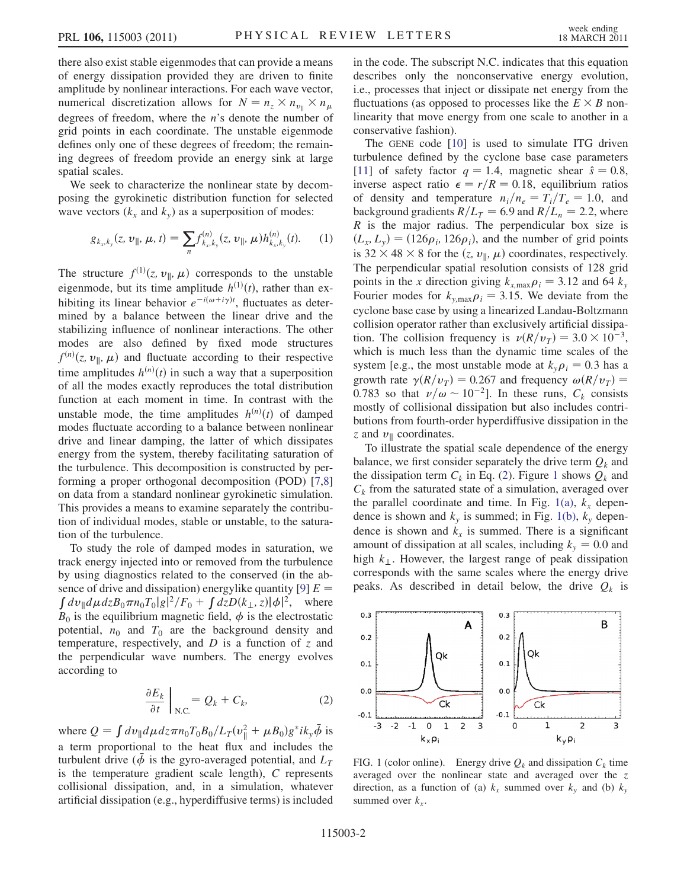there also exist stable eigenmodes that can provide a means of energy dissipation provided they are driven to finite amplitude by nonlinear interactions. For each wave vector, numerical discretization allows for $N = n_z \times n_{v_\parallel} \times n_\mu$ degrees of freedom, where the $n$'s denote the number of grid points in each coordinate. The unstable eigenmode defines only one of these degrees of freedom; the remaining degrees of freedom provide an energy sink at large spatial scales.

We seek to characterize the nonlinear state by decomposing the gyrokinetic distribution function for selected wave vectors ($k_x$ and $k_y$) as a superposition of modes:

$$g_{k_x,k_y}(z, v_\parallel, \mu, t) = \sum_n f^{(n)}_{k_x,k_y}(z, v_\parallel, \mu) h^{(n)}_{k_x,k_y}(t). \quad (1)$$

The structure $f^{(1)}(z, v_\parallel, \mu)$ corresponds to the unstable eigenmode, but its time amplitude $h^{(1)}(t)$, rather than exhibiting its linear behavior $e^{-i(\omega+i\gamma)t}$, fluctuates as determined by a balance between the linear drive and the stabilizing influence of nonlinear interactions. The other modes are also defined by fixed mode structures $f^{(n)}(z, v_\parallel, \mu)$ and fluctuate according to their respective time amplitudes $h^{(n)}(t)$ in such a way that a superposition of all the modes exactly reproduces the total distribution function at each moment in time. In contrast with the unstable mode, the time amplitudes $h^{(n)}(t)$ of damped modes fluctuate according to a balance between nonlinear drive and linear damping, the latter of which dissipates energy from the system, thereby facilitating saturation of the turbulence. This decomposition is constructed by performing a proper orthogonal decomposition (POD) [7,8] on data from a standard nonlinear gyrokinetic simulation. This provides a means to examine separately the contribution of individual modes, stable or unstable, to the saturation of the turbulence.

To study the role of damped modes in saturation, we track energy injected into or removed from the turbulence by using diagnostics related to the conserved (in the absence of drive and dissipation) energylike quantity [9] $E = \int dv_\parallel d\mu dz B_0 \pi n_0 T_0 |g|^2/F_0 + \int dz D(k_\perp, z)|\phi|^2$, where $B_0$ is the equilibrium magnetic field, $\phi$ is the electrostatic potential, $n_0$ and $T_0$ are the background density and temperature, respectively, and $D$ is a function of $z$ and the perpendicular wave numbers. The energy evolves according to

$$\left.\frac{\partial E_k}{\partial t}\right|_{\text{N.C.}} = Q_k + C_k, \quad (2)$$

where $Q = \int dv_\parallel d\mu dz \pi n_0 T_0 B_0 / L_T (v_\parallel^2 + \mu B_0) g^* i k_y \bar{\phi}$ is a term proportional to the heat flux and includes the turbulent drive ($\bar{\phi}$ is the gyro-averaged potential, and $L_T$ is the temperature gradient scale length), $C$ represents collisional dissipation, and, in a simulation, whatever artificial dissipation (e.g., hyperdiffusive terms) is included in the code. The subscript N.C. indicates that this equation describes only the nonconservative energy evolution, i.e., processes that inject or dissipate net energy from the fluctuations (as opposed to processes like the $E \times B$ nonlinearity that move energy from one scale to another in a conservative fashion).

The GENE code [10] is used to simulate ITG driven turbulence defined by the cyclone base case parameters [11] of safety factor $q = 1.4$, magnetic shear $\hat{s} = 0.8$, inverse aspect ratio $\epsilon = r/R = 0.18$, equilibrium ratios of density and temperature $n_i/n_e = T_i/T_e = 1.0$, and background gradients $R/L_T = 6.9$ and $R/L_n = 2.2$, where $R$ is the major radius. The perpendicular box size is $(L_x, L_y) = (126\rho_i, 126\rho_i)$, and the number of grid points is $32 \times 48 \times 8$ for the $(z, v_\parallel, \mu)$ coordinates, respectively. The perpendicular spatial resolution consists of 128 grid points in the $x$ direction giving $k_{x,\max}\rho_i = 3.12$ and 64 $k_y$ Fourier modes for $k_{y,\max}\rho_i = 3.15$. We deviate from the cyclone base case by using a linearized Landau-Boltzmann collision operator rather than exclusively artificial dissipation. The collision frequency is $\nu(R/v_T) = 3.0 \times 10^{-3}$, which is much less than the dynamic time scales of the system [e.g., the most unstable mode at $k_y\rho_i = 0.3$ has a growth rate $\gamma(R/v_T) = 0.267$ and frequency $\omega(R/v_T) = 0.783$ so that $\nu/\omega \sim 10^{-2}$]. In these runs, $C_k$ consists mostly of collisional dissipation but also includes contributions from fourth-order hyperdiffusive dissipation in the $z$ and $v_\parallel$ coordinates.

To illustrate the spatial scale dependence of the energy balance, we first consider separately the drive term $Q_k$ and the dissipation term $C_k$ in Eq. (2). Figure 1 shows $Q_k$ and $C_k$ from the saturated state of a simulation, averaged over the parallel coordinate and time. In Fig. 1(a), $k_x$ dependence is shown and $k_y$ is summed; in Fig. 1(b), $k_y$ dependence is shown and $k_x$ is summed. There is a significant amount of dissipation at all scales, including $k_y = 0.0$ and high $k_\perp$. However, the largest range of peak dissipation corresponds with the same scales where the energy drive peaks. As described in detail below, the drive $Q_k$ is

FIG. 1 (color online). Energy drive $Q_k$ and dissipation $C_k$ time averaged over the nonlinear state and averaged over the $z$ direction, as a function of (a) $k_x$ summed over $k_y$ and (b) $k_y$ summed over $k_x$.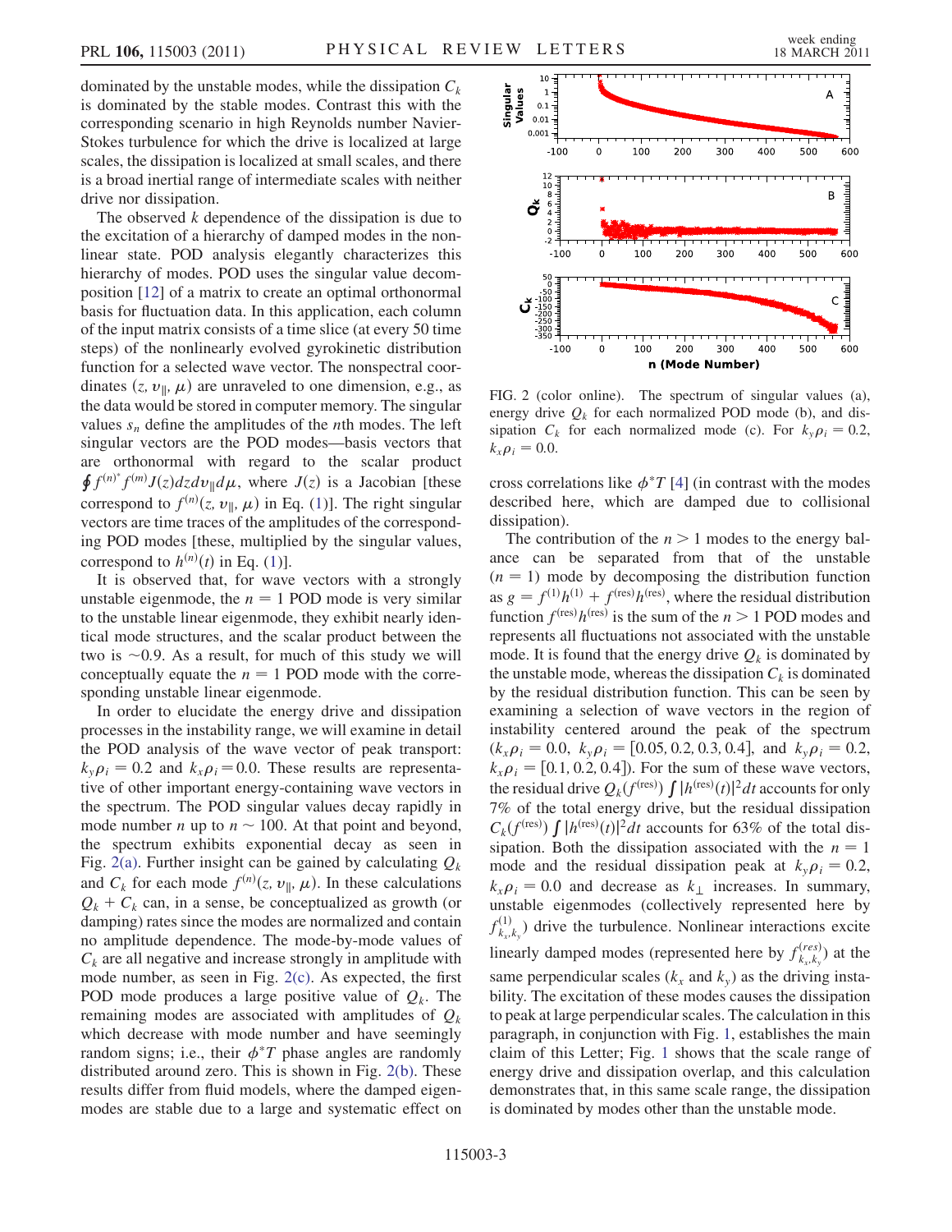dominated by the unstable modes, while the dissipation $C_k$ is dominated by the stable modes. Contrast this with the corresponding scenario in high Reynolds number Navier-Stokes turbulence for which the drive is localized at large scales, the dissipation is localized at small scales, and there is a broad inertial range of intermediate scales with neither drive nor dissipation.

The observed $k$ dependence of the dissipation is due to the excitation of a hierarchy of damped modes in the nonlinear state. POD analysis elegantly characterizes this hierarchy of modes. POD uses the singular value decomposition [12] of a matrix to create an optimal orthonormal basis for fluctuation data. In this application, each column of the input matrix consists of a time slice (at every 50 time steps) of the nonlinearly evolved gyrokinetic distribution function for a selected wave vector. The nonspectral coordinates $(z, v_\parallel, \mu)$ are unraveled to one dimension, e.g., as the data would be stored in computer memory. The singular values $s_n$ define the amplitudes of the $n$th modes. The left singular vectors are the POD modes—basis vectors that are orthonormal with regard to the scalar product $\oint f^{(n)^*} f^{(m)} J(z) dz dv_\parallel d\mu$, where $J(z)$ is a Jacobian [these correspond to $f^{(n)}(z, v_\parallel, \mu)$ in Eq. (1)]. The right singular vectors are time traces of the amplitudes of the corresponding POD modes [these, multiplied by the singular values, correspond to $h^{(n)}(t)$ in Eq. (1)].

It is observed that, for wave vectors with a strongly unstable eigenmode, the $n = 1$ POD mode is very similar to the unstable linear eigenmode, they exhibit nearly identical mode structures, and the scalar product between the two is $\sim 0.9$. As a result, for much of this study we will conceptually equate the $n = 1$ POD mode with the corresponding unstable linear eigenmode.

In order to elucidate the energy drive and dissipation processes in the instability range, we will examine in detail the POD analysis of the wave vector of peak transport: $k_y\rho_i = 0.2$ and $k_x\rho_i = 0.0$. These results are representative of other important energy-containing wave vectors in the spectrum. The POD singular values decay rapidly in mode number $n$ up to $n \sim 100$. At that point and beyond, the spectrum exhibits exponential decay as seen in Fig. 2(a). Further insight can be gained by calculating $Q_k$ and $C_k$ for each mode $f^{(n)}(z, v_\parallel, \mu)$. In these calculations $Q_k + C_k$ can, in a sense, be conceptualized as growth (or damping) rates since the modes are normalized and contain no amplitude dependence. The mode-by-mode values of $C_k$ are all negative and increase strongly in amplitude with mode number, as seen in Fig. 2(c). As expected, the first POD mode produces a large positive value of $Q_k$. The remaining modes are associated with amplitudes of $Q_k$ which decrease with mode number and have seemingly random signs; i.e., their $\phi^* T$ phase angles are randomly distributed around zero. This is shown in Fig. 2(b). These results differ from fluid models, where the damped eigenmodes are stable due to a large and systematic effect on cross correlations like $\phi^* T$ [4] (in contrast with the modes described here, which are damped due to collisional dissipation).

FIG. 2 (color online). The spectrum of singular values (a), energy drive $Q_k$ for each normalized POD mode (b), and dissipation $C_k$ for each normalized mode (c). For $k_y\rho_i = 0.2$, $k_x\rho_i = 0.0$.

The contribution of the $n > 1$ modes to the energy balance can be separated from that of the unstable ($n = 1$) mode by decomposing the distribution function as $g = f^{(1)}h^{(1)} + f^{(\text{res})}h^{(\text{res})}$, where the residual distribution function $f^{(\text{res})}h^{(\text{res})}$ is the sum of the $n > 1$ POD modes and represents all fluctuations not associated with the unstable mode. It is found that the energy drive $Q_k$ is dominated by the unstable mode, whereas the dissipation $C_k$ is dominated by the residual distribution function. This can be seen by examining a selection of wave vectors in the region of instability centered around the peak of the spectrum ($k_x\rho_i = 0.0$, $k_y\rho_i = [0.05, 0.2, 0.3, 0.4]$, and $k_y\rho_i = 0.2$, $k_x\rho_i = [0.1, 0.2, 0.4]$). For the sum of these wave vectors, the residual drive $Q_k(f^{(\text{res})}) \int |h^{(\text{res})}(t)|^2 dt$ accounts for only 7% of the total energy drive, but the residual dissipation $C_k(f^{(\text{res})}) \int |h^{(\text{res})}(t)|^2 dt$ accounts for 63% of the total dissipation. Both the dissipation associated with the $n = 1$ mode and the residual dissipation peak at $k_y\rho_i = 0.2$, $k_x\rho_i = 0.0$ and decrease as $k_\perp$ increases. In summary, unstable eigenmodes (collectively represented here by $f^{(1)}_{k_x,k_y}$) drive the turbulence. Nonlinear interactions excite linearly damped modes (represented here by $f^{(res)}_{k_x,k_y}$) at the same perpendicular scales ($k_x$ and $k_y$) as the driving instability. The excitation of these modes causes the dissipation to peak at large perpendicular scales. The calculation in this paragraph, in conjunction with Fig. 1, establishes the main claim of this Letter; Fig. 1 shows that the scale range of energy drive and dissipation overlap, and this calculation demonstrates that, in this same scale range, the dissipation is dominated by modes other than the unstable mode.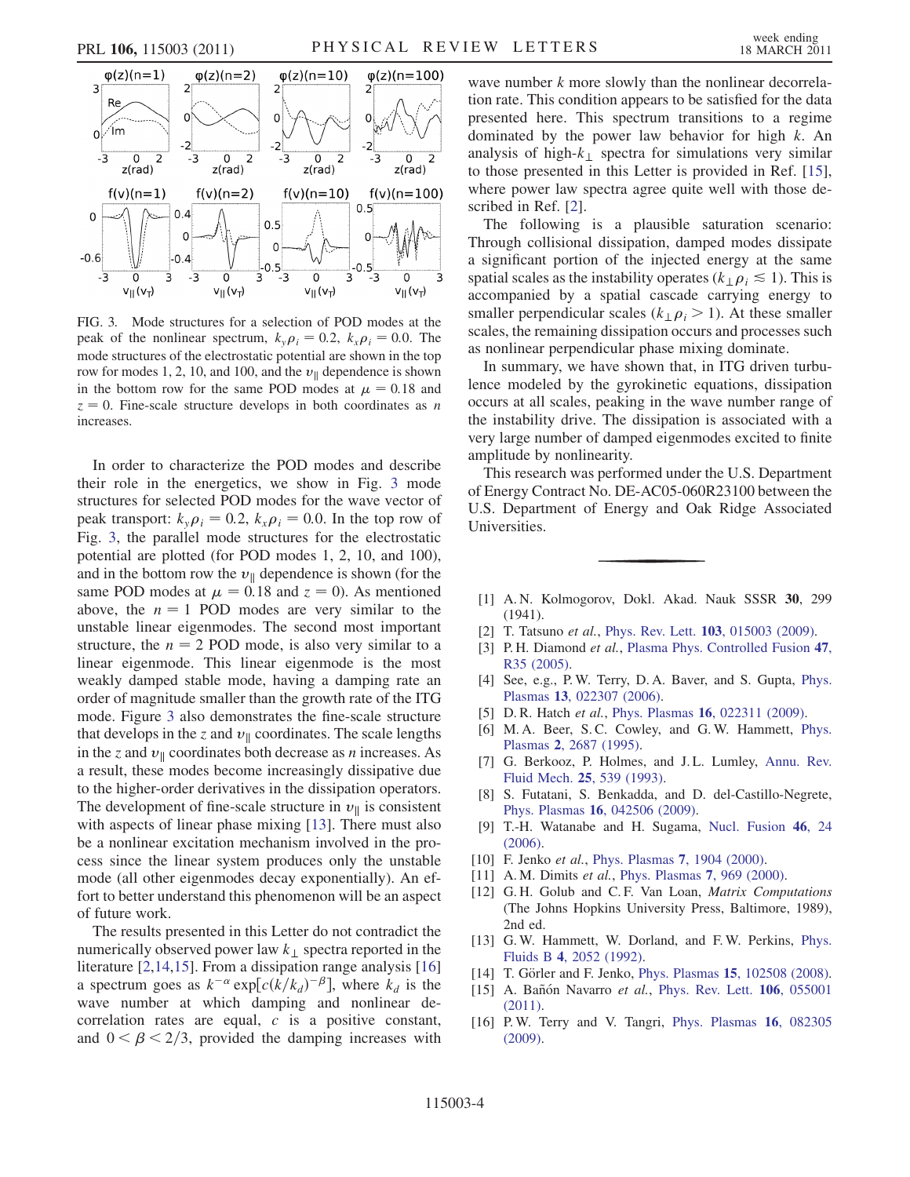φ(z)(n=1)

3

Re

0

Im

-3 0 2

z(rad)

φ(z)(n=2)

2

0

-2

-3 0 2

z(rad)

φ(z)(n=10)

2

0

-2

-3 0 2

z(rad)

φ(z)(n=100)

2

0

-2

-3 0 2

z(rad)

f(v)(n=1)

0

-0.6

-3 0 3

$v_{\parallel}(v_T)$

f(v)(n=2)

0.4

0

-0.4

-3 0 3

$v_{\parallel}(v_T)$

f(v)(n=10)

0.5

0

-0.5

-3 0 3

$v_{\parallel}(v_T)$

f(v)(n=100)

0.5

0

-0.5

-3 0 3

$v_{\parallel}(v_T)$

FIG. 3. Mode structures for a selection of POD modes at the peak of the nonlinear spectrum, $k_y \rho_i = 0.2$, $k_x \rho_i = 0.0$. The mode structures of the electrostatic potential are shown in the top row for modes 1, 2, 10, and 100, and the $v_{\parallel}$ dependence is shown in the bottom row for the same POD modes at $\mu = 0.18$ and $z = 0$. Fine-scale structure develops in both coordinates as $n$ increases.

In order to characterize the POD modes and describe their role in the energetics, we show in Fig. 3 mode structures for selected POD modes for the wave vector of peak transport: $k_y \rho_i = 0.2$, $k_x \rho_i = 0.0$. In the top row of Fig. 3, the parallel mode structures for the electrostatic potential are plotted (for POD modes 1, 2, 10, and 100), and in the bottom row the $v_{\parallel}$ dependence is shown (for the same POD modes at $\mu = 0.18$ and $z = 0$). As mentioned above, the $n = 1$ POD modes are very similar to the unstable linear eigenmodes. The second most important structure, the $n = 2$ POD mode, is also very similar to a linear eigenmode. This linear eigenmode is the most weakly damped stable mode, having a damping rate an order of magnitude smaller than the growth rate of the ITG mode. Figure 3 also demonstrates the fine-scale structure that develops in the $z$ and $v_{\parallel}$ coordinates. The scale lengths in the $z$ and $v_{\parallel}$ coordinates both decrease as $n$ increases. As a result, these modes become increasingly dissipative due to the higher-order derivatives in the dissipation operators. The development of fine-scale structure in $v_{\parallel}$ is consistent with aspects of linear phase mixing [13]. There must also be a nonlinear excitation mechanism involved in the process since the linear system produces only the unstable mode (all other eigenmodes decay exponentially). An effort to better understand this phenomenon will be an aspect of future work.

The results presented in this Letter do not contradict the numerically observed power law $k_{\perp}$ spectra reported in the literature [2,14,15]. From a dissipation range analysis [16] a spectrum goes as $k^{-\alpha} \exp[c(k/k_d)^{-\beta}]$, where $k_d$ is the wave number at which damping and nonlinear decorrelation rates are equal, $c$ is a positive constant, and $0 < \beta < 2/3$, provided the damping increases with wave number $k$ more slowly than the nonlinear decorrelation rate. This condition appears to be satisfied for the data presented here. This spectrum transitions to a regime dominated by the power law behavior for high $k$. An analysis of high-$k_{\perp}$ spectra for simulations very similar to those presented in this Letter is provided in Ref. [15], where power law spectra agree quite well with those described in Ref. [2].

The following is a plausible saturation scenario: Through collisional dissipation, damped modes dissipate a significant portion of the injected energy at the same spatial scales as the instability operates ($k_{\perp} \rho_i \lesssim 1$). This is accompanied by a spatial cascade carrying energy to smaller perpendicular scales ($k_{\perp} \rho_i > 1$). At these smaller scales, the remaining dissipation occurs and processes such as nonlinear perpendicular phase mixing dominate.

In summary, we have shown that, in ITG driven turbulence modeled by the gyrokinetic equations, dissipation occurs at all scales, peaking in the wave number range of the instability drive. The dissipation is associated with a very large number of damped eigenmodes excited to finite amplitude by nonlinearity.

This research was performed under the U.S. Department of Energy Contract No. DE-AC05-060R23100 between the U.S. Department of Energy and Oak Ridge Associated Universities.

---

[1] A. N. Kolmogorov, Dokl. Akad. Nauk SSSR **30**, 299 (1941).

[2] T. Tatsuno *et al.*, Phys. Rev. Lett. **103**, 015003 (2009).

[3] P. H. Diamond *et al.*, Plasma Phys. Controlled Fusion **47**, R35 (2005).

[4] See, e.g., P. W. Terry, D. A. Baver, and S. Gupta, Phys. Plasmas **13**, 022307 (2006).

[5] D. R. Hatch *et al.*, Phys. Plasmas **16**, 022311 (2009).

[6] M. A. Beer, S. C. Cowley, and G. W. Hammett, Phys. Plasmas **2**, 2687 (1995).

[7] G. Berkooz, P. Holmes, and J. L. Lumley, Annu. Rev. Fluid Mech. **25**, 539 (1993).

[8] S. Futatani, S. Benkadda, and D. del-Castillo-Negrete, Phys. Plasmas **16**, 042506 (2009).

[9] T.-H. Watanabe and H. Sugama, Nucl. Fusion **46**, 24 (2006).

[10] F. Jenko *et al.*, Phys. Plasmas **7**, 1904 (2000).

[11] A. M. Dimits *et al.*, Phys. Plasmas **7**, 969 (2000).

[12] G. H. Golub and C. F. Van Loan, *Matrix Computations* (The Johns Hopkins University Press, Baltimore, 1989), 2nd ed.

[13] G. W. Hammett, W. Dorland, and F. W. Perkins, Phys. Fluids B **4**, 2052 (1992).

[14] T. Görler and F. Jenko, Phys. Plasmas **15**, 102508 (2008).

[15] A. Bañón Navarro *et al.*, Phys. Rev. Lett. **106**, 055001 (2011).

[16] P. W. Terry and V. Tangri, Phys. Plasmas **16**, 082305 (2009).